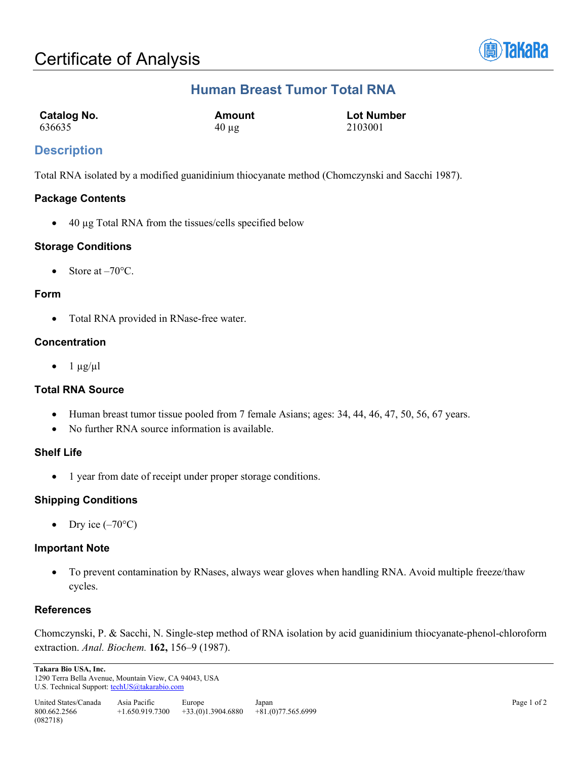# Certificate of Analysis

## Human Breast Tumor Total RNA

| Catalog No. | Amount | Lot Number |
|---|---|---|
| 636635 | 40 µg | 2103001 |

## Description

Total RNA isolated by a modified guanidinium thiocyanate method (Chomczynski and Sacchi 1987).

### Package Contents

- 40 µg Total RNA from the tissues/cells specified below

### Storage Conditions

- Store at –70°C.

### Form

- Total RNA provided in RNase-free water.

### Concentration

- 1 µg/µl

### Total RNA Source

- Human breast tumor tissue pooled from 7 female Asians; ages: 34, 44, 46, 47, 50, 56, 67 years.
- No further RNA source information is available.

### Shelf Life

- 1 year from date of receipt under proper storage conditions.

### Shipping Conditions

- Dry ice (–70°C)

### Important Note

- To prevent contamination by RNases, always wear gloves when handling RNA. Avoid multiple freeze/thaw cycles.

### References

Chomczynski, P. & Sacchi, N. Single-step method of RNA isolation by acid guanidinium thiocyanate-phenol-chloroform extraction. *Anal. Biochem.* **162,** 156–9 (1987).

**Takara Bio USA, Inc.**
1290 Terra Bella Avenue, Mountain View, CA 94043, USA
U.S. Technical Support: techUS@takarabio.com

| United States/Canada | Asia Pacific | Europe | Japan |
|---|---|---|---|
| 800.662.2566 | +1.650.919.7300 | +33.(0)1.3904.6880 | +81.(0)77.565.6999 |

(082718)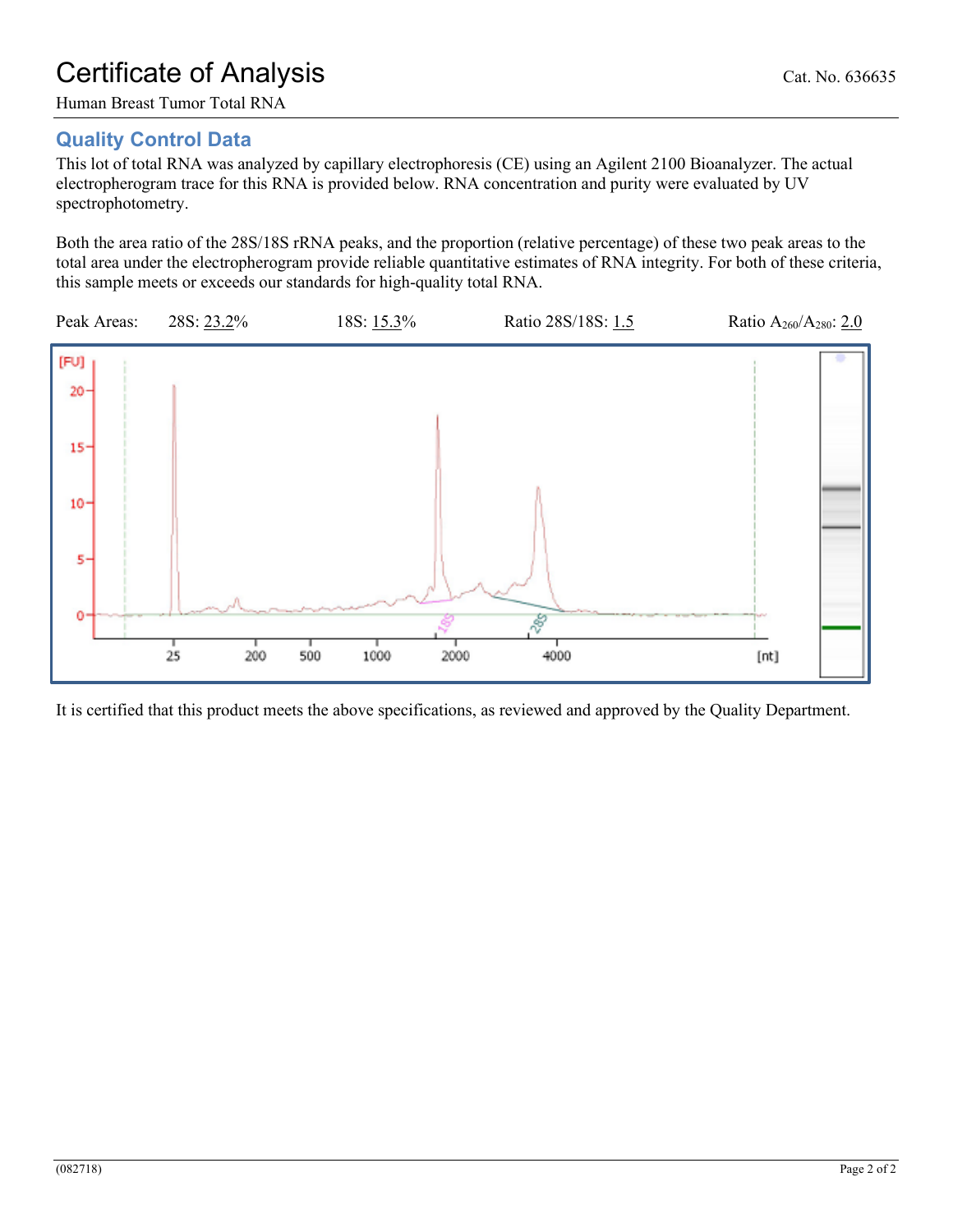# Certificate of Analysis

Cat. No. 636635

Human Breast Tumor Total RNA

## Quality Control Data

This lot of total RNA was analyzed by capillary electrophoresis (CE) using an Agilent 2100 Bioanalyzer. The actual electropherogram trace for this RNA is provided below. RNA concentration and purity were evaluated by UV spectrophotometry.

Both the area ratio of the 28S/18S rRNA peaks, and the proportion (relative percentage) of these two peak areas to the total area under the electropherogram provide reliable quantitative estimates of RNA integrity. For both of these criteria, this sample meets or exceeds our standards for high-quality total RNA.

Peak Areas: 28S: 23.2% 18S: 15.3% Ratio 28S/18S: 1.5 Ratio $A_{260}/A_{280}$: 2.0

It is certified that this product meets the above specifications, as reviewed and approved by the Quality Department.

(082718)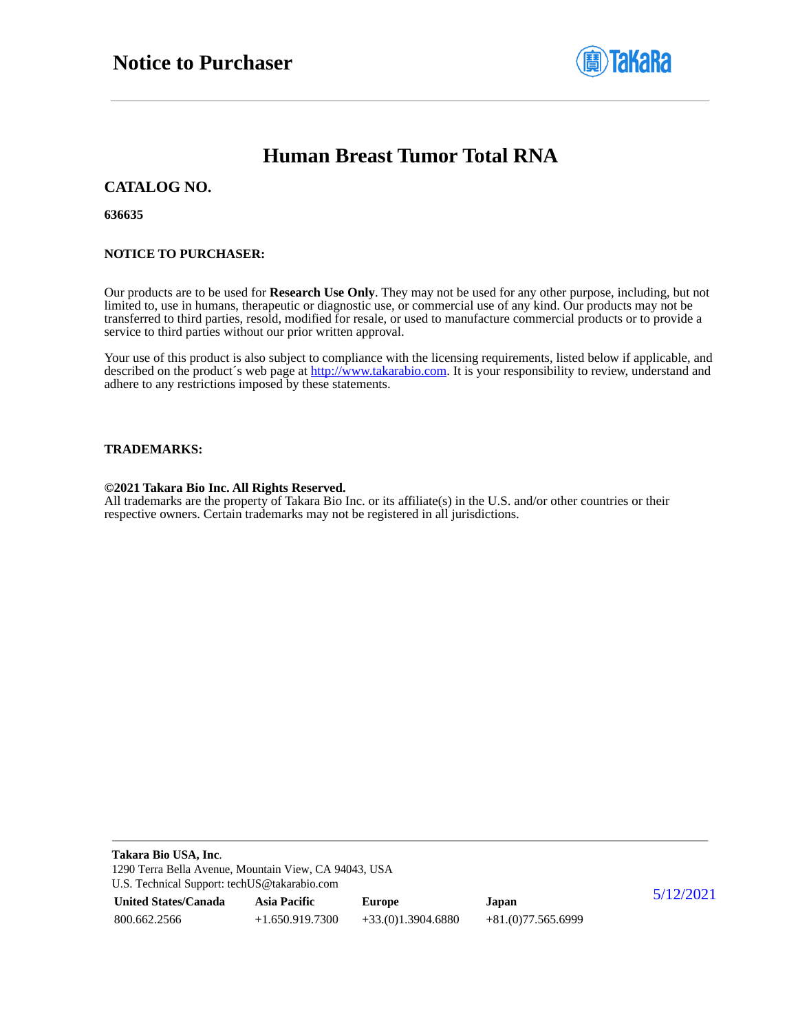# Notice to Purchaser

## Human Breast Tumor Total RNA

### CATALOG NO.

**636635**

**NOTICE TO PURCHASER:**

Our products are to be used for **Research Use Only**. They may not be used for any other purpose, including, but not limited to, use in humans, therapeutic or diagnostic use, or commercial use of any kind. Our products may not be transferred to third parties, resold, modified for resale, or used to manufacture commercial products or to provide a service to third parties without our prior written approval.

Your use of this product is also subject to compliance with the licensing requirements, listed below if applicable, and described on the product´s web page at http://www.takarabio.com. It is your responsibility to review, understand and adhere to any restrictions imposed by these statements.

**TRADEMARKS:**

**©2021 Takara Bio Inc. All Rights Reserved.**
All trademarks are the property of Takara Bio Inc. or its affiliate(s) in the U.S. and/or other countries or their respective owners. Certain trademarks may not be registered in all jurisdictions.

**Takara Bio USA, Inc**.
1290 Terra Bella Avenue, Mountain View, CA 94043, USA
U.S. Technical Support: techUS@takarabio.com

| United States/Canada | Asia Pacific | Europe | Japan |
|---|---|---|---|
| 800.662.2566 | +1.650.919.7300 | +33.(0)1.3904.6880 | +81.(0)77.565.6999 |

5/12/2021